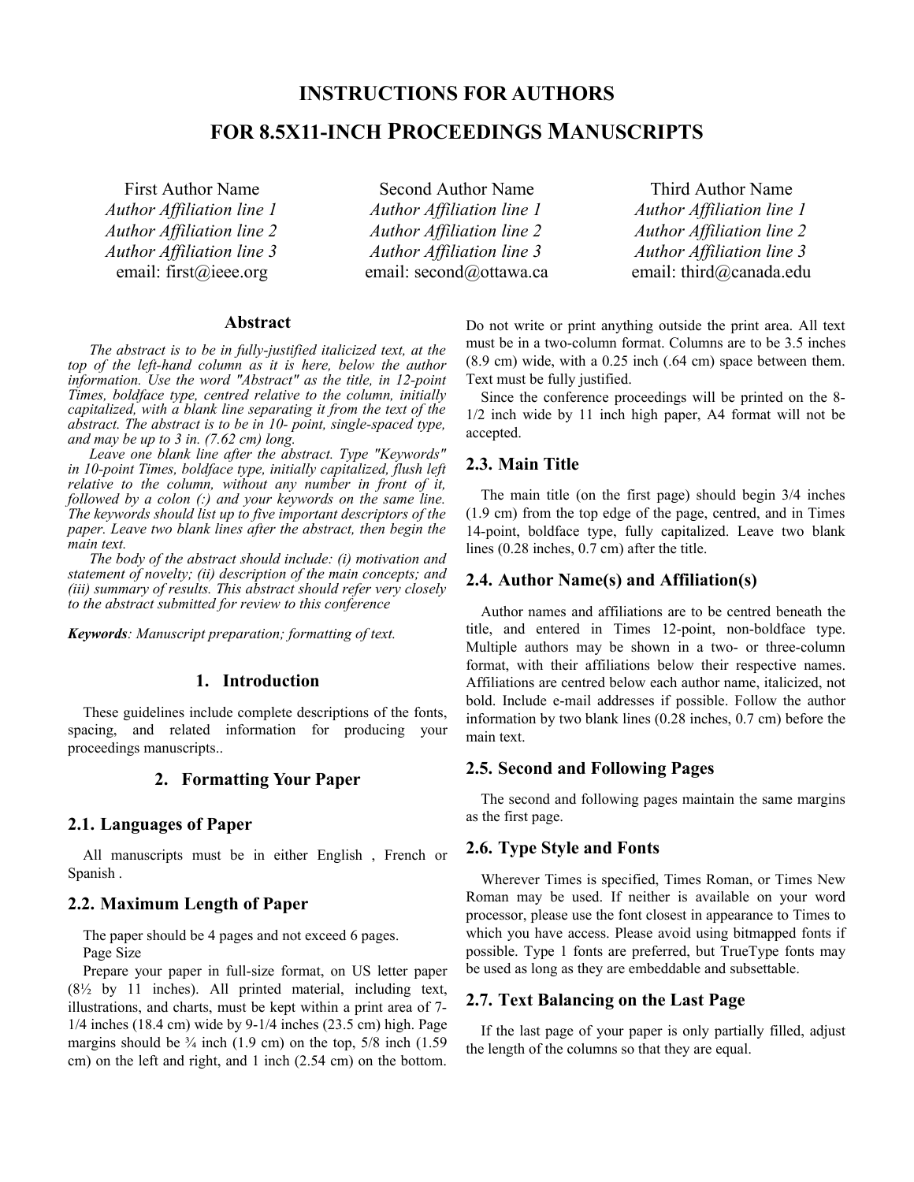# INSTRUCTIONS FOR AUTHORS

# FOR 8.5X11-INCH PROCEEDINGS MANUSCRIPTS

First Author Name
*Author Affiliation line 1*
*Author Affiliation line 2*
*Author Affiliation line 3*
email: first@ieee.org

Second Author Name
*Author Affiliation line 1*
*Author Affiliation line 2*
*Author Affiliation line 3*
email: second@ottawa.ca

Third Author Name
*Author Affiliation line 1*
*Author Affiliation line 2*
*Author Affiliation line 3*
email: third@canada.edu

## Abstract

*The abstract is to be in fully-justified italicized text, at the top of the left-hand column as it is here, below the author information. Use the word "Abstract" as the title, in 12-point Times, boldface type, centred relative to the column, initially capitalized, with a blank line separating it from the text of the abstract. The abstract is to be in 10- point, single-spaced type, and may be up to 3 in. (7.62 cm) long.*

*Leave one blank line after the abstract. Type "Keywords" in 10-point Times, boldface type, initially capitalized, flush left relative to the column, without any number in front of it, followed by a colon (:) and your keywords on the same line. The keywords should list up to five important descriptors of the paper. Leave two blank lines after the abstract, then begin the main text.*

*The body of the abstract should include: (i) motivation and statement of novelty; (ii) description of the main concepts; and (iii) summary of results. This abstract should refer very closely to the abstract submitted for review to this conference*

***Keywords**: Manuscript preparation; formatting of text.*

## 1. Introduction

These guidelines include complete descriptions of the fonts, spacing, and related information for producing your proceedings manuscripts..

## 2. Formatting Your Paper

### 2.1. Languages of Paper

All manuscripts must be in either English , French or Spanish .

### 2.2. Maximum Length of Paper

The paper should be 4 pages and not exceed 6 pages.

Page Size

Prepare your paper in full-size format, on US letter paper (8½ by 11 inches). All printed material, including text, illustrations, and charts, must be kept within a print area of 7-1/4 inches (18.4 cm) wide by 9-1/4 inches (23.5 cm) high. Page margins should be ¾ inch (1.9 cm) on the top, 5/8 inch (1.59 cm) on the left and right, and 1 inch (2.54 cm) on the bottom. Do not write or print anything outside the print area. All text must be in a two-column format. Columns are to be 3.5 inches (8.9 cm) wide, with a 0.25 inch (.64 cm) space between them. Text must be fully justified.

Since the conference proceedings will be printed on the 8-1/2 inch wide by 11 inch high paper, A4 format will not be accepted.

### 2.3. Main Title

The main title (on the first page) should begin 3/4 inches (1.9 cm) from the top edge of the page, centred, and in Times 14-point, boldface type, fully capitalized. Leave two blank lines (0.28 inches, 0.7 cm) after the title.

### 2.4. Author Name(s) and Affiliation(s)

Author names and affiliations are to be centred beneath the title, and entered in Times 12-point, non-boldface type. Multiple authors may be shown in a two- or three-column format, with their affiliations below their respective names. Affiliations are centred below each author name, italicized, not bold. Include e-mail addresses if possible. Follow the author information by two blank lines (0.28 inches, 0.7 cm) before the main text.

### 2.5. Second and Following Pages

The second and following pages maintain the same margins as the first page.

### 2.6. Type Style and Fonts

Wherever Times is specified, Times Roman, or Times New Roman may be used. If neither is available on your word processor, please use the font closest in appearance to Times to which you have access. Please avoid using bitmapped fonts if possible. Type 1 fonts are preferred, but TrueType fonts may be used as long as they are embeddable and subsettable.

### 2.7. Text Balancing on the Last Page

If the last page of your paper is only partially filled, adjust the length of the columns so that they are equal.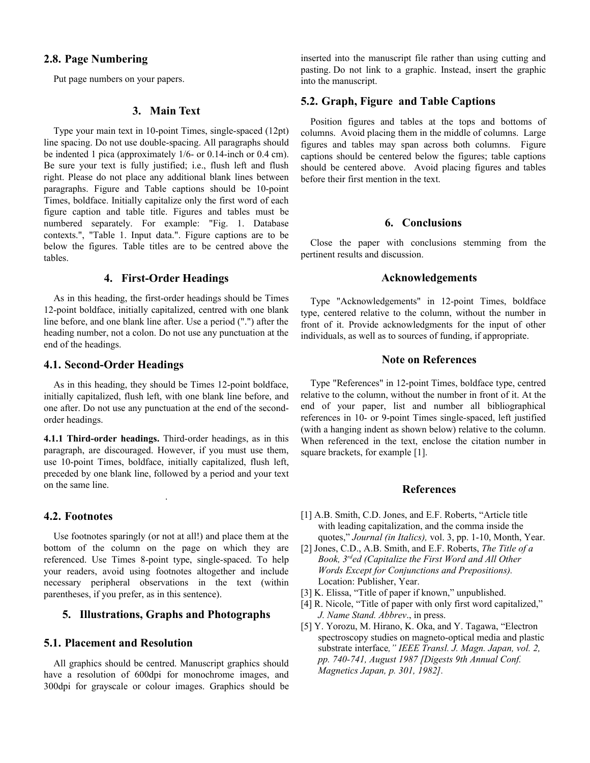### 2.8. Page Numbering

Put page numbers on your papers.

## 3. Main Text

Type your main text in 10-point Times, single-spaced (12pt) line spacing. Do not use double-spacing. All paragraphs should be indented 1 pica (approximately 1/6- or 0.14-inch or 0.4 cm). Be sure your text is fully justified; i.e., flush left and flush right. Please do not place any additional blank lines between paragraphs. Figure and Table captions should be 10-point Times, boldface. Initially capitalize only the first word of each figure caption and table title. Figures and tables must be numbered separately. For example: "Fig. 1. Database contexts.", "Table 1. Input data.". Figure captions are to be below the figures. Table titles are to be centred above the tables.

## 4. First-Order Headings

As in this heading, the first-order headings should be Times 12-point boldface, initially capitalized, centred with one blank line before, and one blank line after. Use a period (".") after the heading number, not a colon. Do not use any punctuation at the end of the headings.

### 4.1. Second-Order Headings

As in this heading, they should be Times 12-point boldface, initially capitalized, flush left, with one blank line before, and one after. Do not use any punctuation at the end of the second-order headings.

**4.1.1 Third-order headings.** Third-order headings, as in this paragraph, are discouraged. However, if you must use them, use 10-point Times, boldface, initially capitalized, flush left, preceded by one blank line, followed by a period and your text on the same line.

.

### 4.2. Footnotes

Use footnotes sparingly (or not at all!) and place them at the bottom of the column on the page on which they are referenced. Use Times 8-point type, single-spaced. To help your readers, avoid using footnotes altogether and include necessary peripheral observations in the text (within parentheses, if you prefer, as in this sentence).

## 5. Illustrations, Graphs and Photographs

### 5.1. Placement and Resolution

All graphics should be centred. Manuscript graphics should have a resolution of 600dpi for monochrome images, and 300dpi for grayscale or colour images. Graphics should be inserted into the manuscript file rather than using cutting and pasting. Do not link to a graphic. Instead, insert the graphic into the manuscript.

### 5.2. Graph, Figure and Table Captions

Position figures and tables at the tops and bottoms of columns. Avoid placing them in the middle of columns. Large figures and tables may span across both columns. Figure captions should be centered below the figures; table captions should be centered above. Avoid placing figures and tables before their first mention in the text.

## 6. Conclusions

Close the paper with conclusions stemming from the pertinent results and discussion.

## Acknowledgements

Type "Acknowledgements" in 12-point Times, boldface type, centered relative to the column, without the number in front of it. Provide acknowledgments for the input of other individuals, as well as to sources of funding, if appropriate.

## Note on References

Type "References" in 12-point Times, boldface type, centred relative to the column, without the number in front of it. At the end of your paper, list and number all bibliographical references in 10- or 9-point Times single-spaced, left justified (with a hanging indent as shown below) relative to the column. When referenced in the text, enclose the citation number in square brackets, for example [1].

## References

[1] A.B. Smith, C.D. Jones, and E.F. Roberts, "Article title with leading capitalization, and the comma inside the quotes," *Journal (in Italics),* vol. 3, pp. 1-10, Month, Year.

[2] Jones, C.D., A.B. Smith, and E.F. Roberts, *The Title of a Book, 3rd ed (Capitalize the First Word and All Other Words Except for Conjunctions and Prepositions).* Location: Publisher, Year.

[3] K. Elissa, "Title of paper if known," unpublished.

[4] R. Nicole, "Title of paper with only first word capitalized," *J. Name Stand. Abbrev*., in press.

[5] Y. Yorozu, M. Hirano, K. Oka, and Y. Tagawa, "Electron spectroscopy studies on magneto-optical media and plastic substrate interface*," IEEE Transl. J. Magn. Japan, vol. 2, pp. 740-741, August 1987 [Digests 9th Annual Conf. Magnetics Japan, p. 301, 1982].*